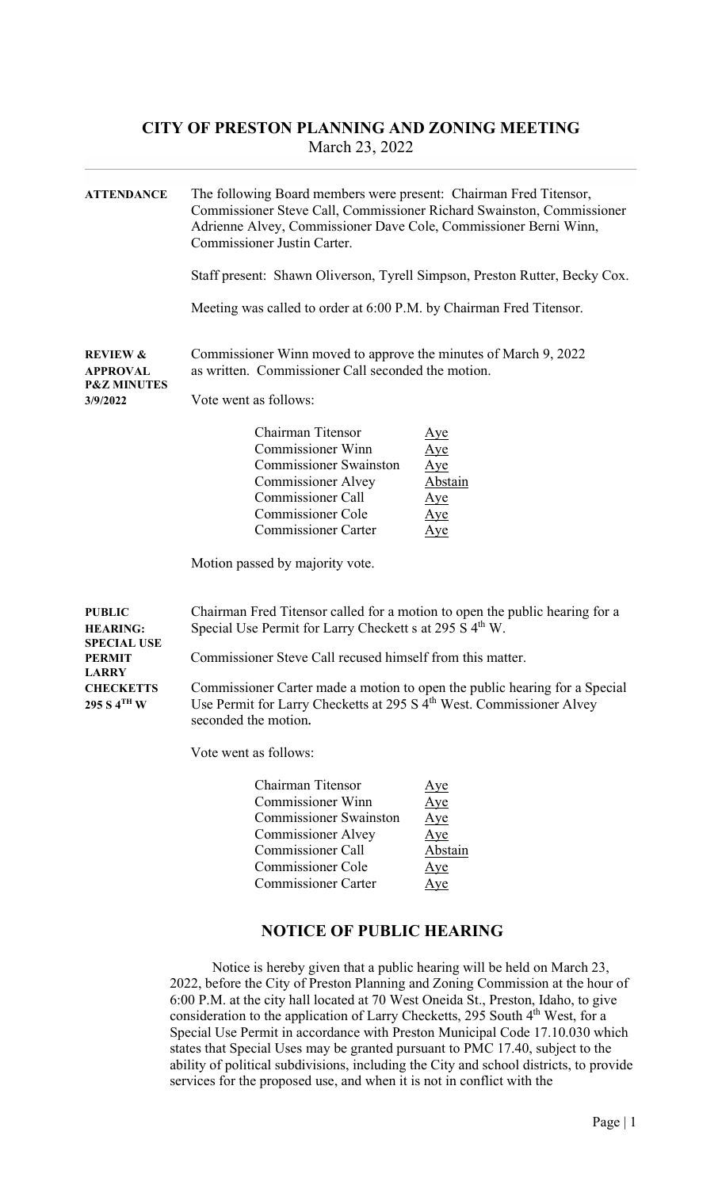# CITY OF PRESTON PLANNING AND ZONING MEETING

March 23, 2022

**ATTENDANCE**

The following Board members were present: Chairman Fred Titensor, Commissioner Steve Call, Commissioner Richard Swainston, Commissioner Adrienne Alvey, Commissioner Dave Cole, Commissioner Berni Winn, Commissioner Justin Carter.

Staff present: Shawn Oliverson, Tyrell Simpson, Preston Rutter, Becky Cox.

Meeting was called to order at 6:00 P.M. by Chairman Fred Titensor.

**REVIEW & APPROVAL P&Z MINUTES 3/9/2022**

Commissioner Winn moved to approve the minutes of March 9, 2022 as written. Commissioner Call seconded the motion.

Vote went as follows:

| | |
|---|---|
| Chairman Titensor | Aye |
| Commissioner Winn | Aye |
| Commissioner Swainston | Aye |
| Commissioner Alvey | Abstain |
| Commissioner Call | Aye |
| Commissioner Cole | Aye |
| Commissioner Carter | Aye |

Motion passed by majority vote.

**PUBLIC HEARING: SPECIAL USE PERMIT LARRY CHECKETTS 295 S 4TH W**

Chairman Fred Titensor called for a motion to open the public hearing for a Special Use Permit for Larry Checkett s at 295 S 4th W.

Commissioner Steve Call recused himself from this matter.

Commissioner Carter made a motion to open the public hearing for a Special Use Permit for Larry Checketts at 295 S 4th West. Commissioner Alvey seconded the motion**.**

Vote went as follows:

| | |
|---|---|
| Chairman Titensor | Aye |
| Commissioner Winn | Aye |
| Commissioner Swainston | Aye |
| Commissioner Alvey | Aye |
| Commissioner Call | Abstain |
| Commissioner Cole | Aye |
| Commissioner Carter | Aye |

## NOTICE OF PUBLIC HEARING

Notice is hereby given that a public hearing will be held on March 23, 2022, before the City of Preston Planning and Zoning Commission at the hour of 6:00 P.M. at the city hall located at 70 West Oneida St., Preston, Idaho, to give consideration to the application of Larry Checketts, 295 South 4th West, for a Special Use Permit in accordance with Preston Municipal Code 17.10.030 which states that Special Uses may be granted pursuant to PMC 17.40, subject to the ability of political subdivisions, including the City and school districts, to provide services for the proposed use, and when it is not in conflict with the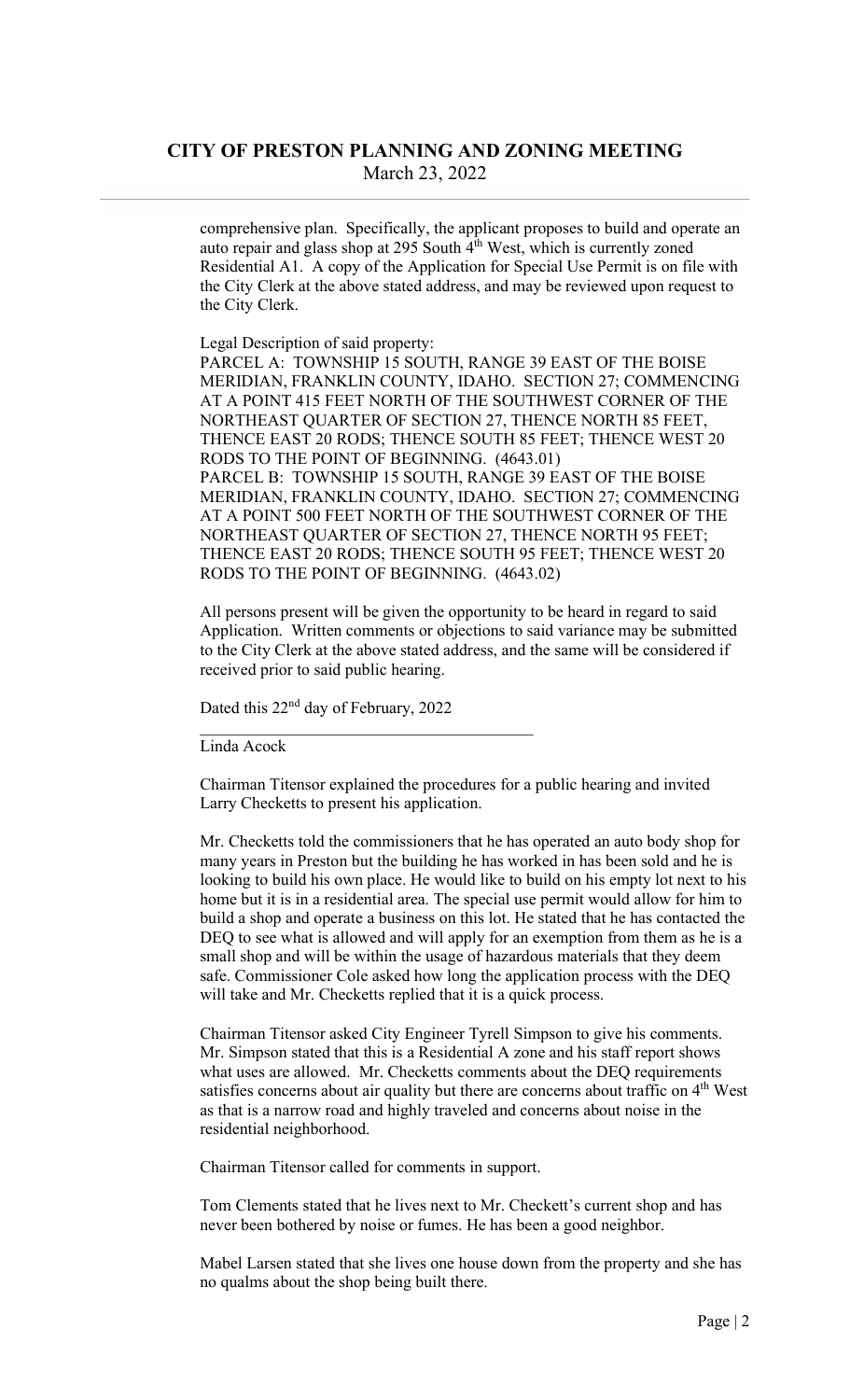comprehensive plan. Specifically, the applicant proposes to build and operate an auto repair and glass shop at 295 South 4th West, which is currently zoned Residential A1. A copy of the Application for Special Use Permit is on file with the City Clerk at the above stated address, and may be reviewed upon request to the City Clerk.

Legal Description of said property:
PARCEL A: TOWNSHIP 15 SOUTH, RANGE 39 EAST OF THE BOISE MERIDIAN, FRANKLIN COUNTY, IDAHO. SECTION 27; COMMENCING AT A POINT 415 FEET NORTH OF THE SOUTHWEST CORNER OF THE NORTHEAST QUARTER OF SECTION 27, THENCE NORTH 85 FEET, THENCE EAST 20 RODS; THENCE SOUTH 85 FEET; THENCE WEST 20 RODS TO THE POINT OF BEGINNING. (4643.01)
PARCEL B: TOWNSHIP 15 SOUTH, RANGE 39 EAST OF THE BOISE MERIDIAN, FRANKLIN COUNTY, IDAHO. SECTION 27; COMMENCING AT A POINT 500 FEET NORTH OF THE SOUTHWEST CORNER OF THE NORTHEAST QUARTER OF SECTION 27, THENCE NORTH 95 FEET; THENCE EAST 20 RODS; THENCE SOUTH 95 FEET; THENCE WEST 20 RODS TO THE POINT OF BEGINNING. (4643.02)

All persons present will be given the opportunity to be heard in regard to said Application. Written comments or objections to said variance may be submitted to the City Clerk at the above stated address, and the same will be considered if received prior to said public hearing.

Dated this 22nd day of February, 2022

\_\_\_\_\_\_\_\_\_\_\_\_\_\_\_\_\_\_\_\_\_\_\_\_\_\_\_\_\_\_\_\_\_\_\_\_\_\_\_\_

Linda Acock

Chairman Titensor explained the procedures for a public hearing and invited Larry Checketts to present his application.

Mr. Checketts told the commissioners that he has operated an auto body shop for many years in Preston but the building he has worked in has been sold and he is looking to build his own place. He would like to build on his empty lot next to his home but it is in a residential area. The special use permit would allow for him to build a shop and operate a business on this lot. He stated that he has contacted the DEQ to see what is allowed and will apply for an exemption from them as he is a small shop and will be within the usage of hazardous materials that they deem safe. Commissioner Cole asked how long the application process with the DEQ will take and Mr. Checketts replied that it is a quick process.

Chairman Titensor asked City Engineer Tyrell Simpson to give his comments. Mr. Simpson stated that this is a Residential A zone and his staff report shows what uses are allowed. Mr. Checketts comments about the DEQ requirements satisfies concerns about air quality but there are concerns about traffic on 4th West as that is a narrow road and highly traveled and concerns about noise in the residential neighborhood.

Chairman Titensor called for comments in support.

Tom Clements stated that he lives next to Mr. Checkett's current shop and has never been bothered by noise or fumes. He has been a good neighbor.

Mabel Larsen stated that she lives one house down from the property and she has no qualms about the shop being built there.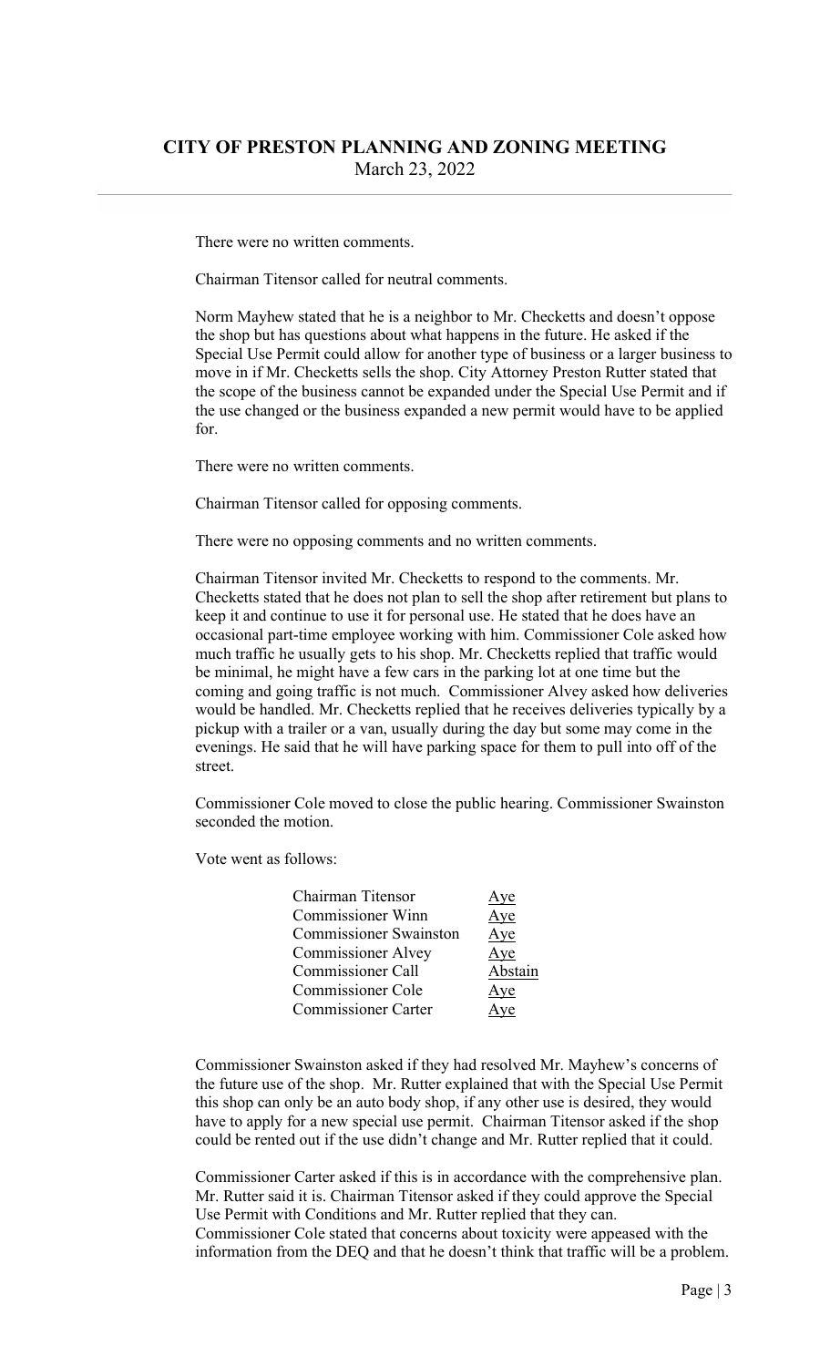There were no written comments.

Chairman Titensor called for neutral comments.

Norm Mayhew stated that he is a neighbor to Mr. Checketts and doesn't oppose the shop but has questions about what happens in the future. He asked if the Special Use Permit could allow for another type of business or a larger business to move in if Mr. Checketts sells the shop. City Attorney Preston Rutter stated that the scope of the business cannot be expanded under the Special Use Permit and if the use changed or the business expanded a new permit would have to be applied for.

There were no written comments.

Chairman Titensor called for opposing comments.

There were no opposing comments and no written comments.

Chairman Titensor invited Mr. Checketts to respond to the comments. Mr. Checketts stated that he does not plan to sell the shop after retirement but plans to keep it and continue to use it for personal use. He stated that he does have an occasional part-time employee working with him. Commissioner Cole asked how much traffic he usually gets to his shop. Mr. Checketts replied that traffic would be minimal, he might have a few cars in the parking lot at one time but the coming and going traffic is not much. Commissioner Alvey asked how deliveries would be handled. Mr. Checketts replied that he receives deliveries typically by a pickup with a trailer or a van, usually during the day but some may come in the evenings. He said that he will have parking space for them to pull into off of the street.

Commissioner Cole moved to close the public hearing. Commissioner Swainston seconded the motion.

Vote went as follows:

| | |
|---|---|
| Chairman Titensor | Aye |
| Commissioner Winn | Aye |
| Commissioner Swainston | Aye |
| Commissioner Alvey | Aye |
| Commissioner Call | Abstain |
| Commissioner Cole | Aye |
| Commissioner Carter | Aye |

Commissioner Swainston asked if they had resolved Mr. Mayhew's concerns of the future use of the shop. Mr. Rutter explained that with the Special Use Permit this shop can only be an auto body shop, if any other use is desired, they would have to apply for a new special use permit. Chairman Titensor asked if the shop could be rented out if the use didn't change and Mr. Rutter replied that it could.

Commissioner Carter asked if this is in accordance with the comprehensive plan. Mr. Rutter said it is. Chairman Titensor asked if they could approve the Special Use Permit with Conditions and Mr. Rutter replied that they can. Commissioner Cole stated that concerns about toxicity were appeased with the information from the DEQ and that he doesn't think that traffic will be a problem.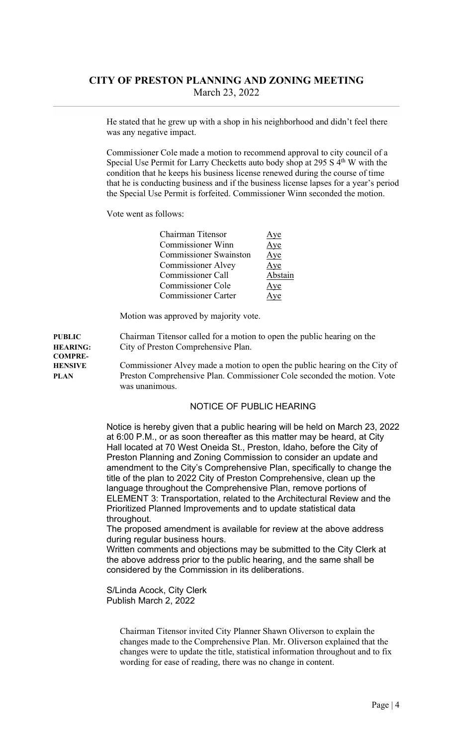He stated that he grew up with a shop in his neighborhood and didn't feel there was any negative impact.

Commissioner Cole made a motion to recommend approval to city council of a Special Use Permit for Larry Checketts auto body shop at 295 S 4th W with the condition that he keeps his business license renewed during the course of time that he is conducting business and if the business license lapses for a year's period the Special Use Permit is forfeited. Commissioner Winn seconded the motion.

Vote went as follows:

| | |
|---|---|
| Chairman Titensor | Aye |
| Commissioner Winn | Aye |
| Commissioner Swainston | Aye |
| Commissioner Alvey | Aye |
| Commissioner Call | Abstain |
| Commissioner Cole | Aye |
| Commissioner Carter | Aye |

Motion was approved by majority vote.

**PUBLIC HEARING: COMPREHENSIVE PLAN**

Chairman Titensor called for a motion to open the public hearing on the City of Preston Comprehensive Plan.

Commissioner Alvey made a motion to open the public hearing on the City of Preston Comprehensive Plan. Commissioner Cole seconded the motion. Vote was unanimous.

NOTICE OF PUBLIC HEARING

Notice is hereby given that a public hearing will be held on March 23, 2022 at 6:00 P.M., or as soon thereafter as this matter may be heard, at City Hall located at 70 West Oneida St., Preston, Idaho, before the City of Preston Planning and Zoning Commission to consider an update and amendment to the City's Comprehensive Plan, specifically to change the title of the plan to 2022 City of Preston Comprehensive, clean up the language throughout the Comprehensive Plan, remove portions of ELEMENT 3: Transportation, related to the Architectural Review and the Prioritized Planned Improvements and to update statistical data throughout.

The proposed amendment is available for review at the above address during regular business hours.

Written comments and objections may be submitted to the City Clerk at the above address prior to the public hearing, and the same shall be considered by the Commission in its deliberations.

S/Linda Acock, City Clerk
Publish March 2, 2022

Chairman Titensor invited City Planner Shawn Oliverson to explain the changes made to the Comprehensive Plan. Mr. Oliverson explained that the changes were to update the title, statistical information throughout and to fix wording for ease of reading, there was no change in content.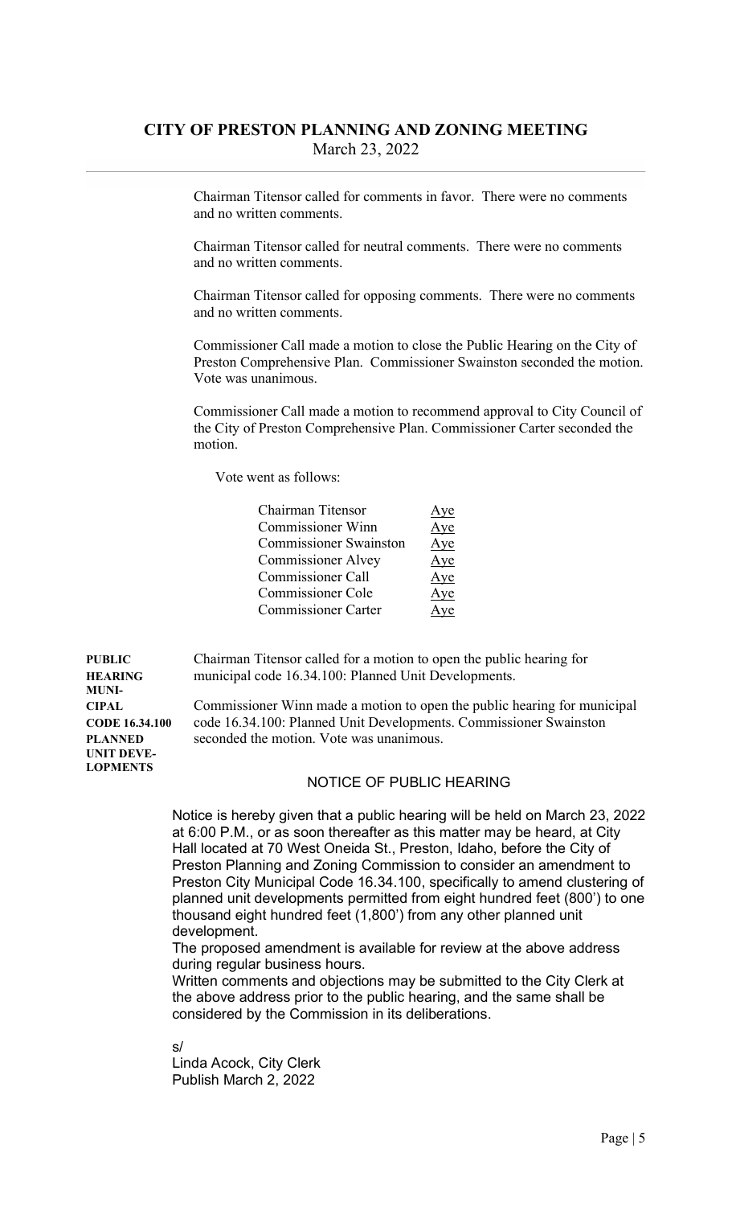Chairman Titensor called for comments in favor. There were no comments and no written comments.

Chairman Titensor called for neutral comments. There were no comments and no written comments.

Chairman Titensor called for opposing comments. There were no comments and no written comments.

Commissioner Call made a motion to close the Public Hearing on the City of Preston Comprehensive Plan. Commissioner Swainston seconded the motion. Vote was unanimous.

Commissioner Call made a motion to recommend approval to City Council of the City of Preston Comprehensive Plan. Commissioner Carter seconded the motion.

Vote went as follows:

| | |
|---|---|
| Chairman Titensor | Aye |
| Commissioner Winn | Aye |
| Commissioner Swainston | Aye |
| Commissioner Alvey | Aye |
| Commissioner Call | Aye |
| Commissioner Cole | Aye |
| Commissioner Carter | Aye |

**PUBLIC HEARING MUNICIPAL CODE 16.34.100 PLANNED UNIT DEVELOPMENTS**

Chairman Titensor called for a motion to open the public hearing for municipal code 16.34.100: Planned Unit Developments.

Commissioner Winn made a motion to open the public hearing for municipal code 16.34.100: Planned Unit Developments. Commissioner Swainston seconded the motion. Vote was unanimous.

NOTICE OF PUBLIC HEARING

Notice is hereby given that a public hearing will be held on March 23, 2022 at 6:00 P.M., or as soon thereafter as this matter may be heard, at City Hall located at 70 West Oneida St., Preston, Idaho, before the City of Preston Planning and Zoning Commission to consider an amendment to Preston City Municipal Code 16.34.100, specifically to amend clustering of planned unit developments permitted from eight hundred feet (800') to one thousand eight hundred feet (1,800') from any other planned unit development.

The proposed amendment is available for review at the above address during regular business hours.

Written comments and objections may be submitted to the City Clerk at the above address prior to the public hearing, and the same shall be considered by the Commission in its deliberations.

s/
Linda Acock, City Clerk
Publish March 2, 2022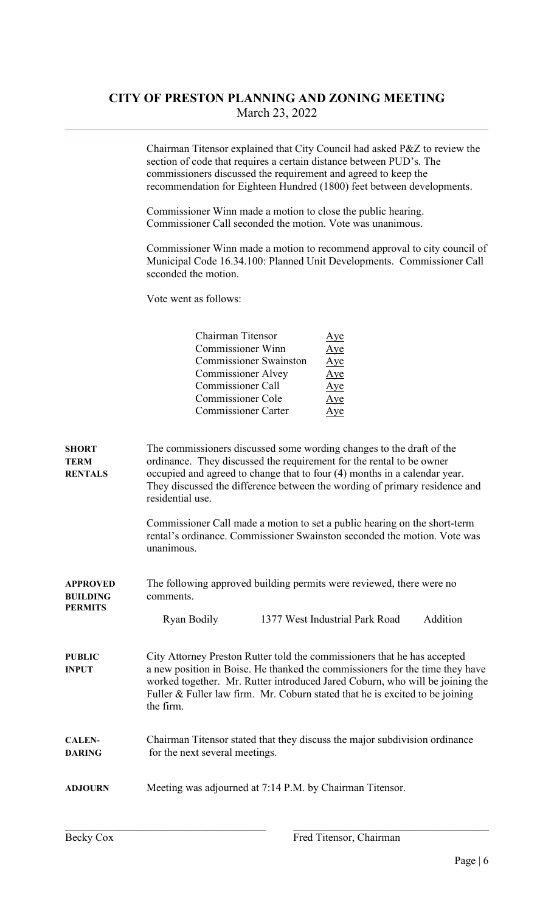# CITY OF PRESTON PLANNING AND ZONING MEETING

March 23, 2022

Chairman Titensor explained that City Council had asked P&Z to review the section of code that requires a certain distance between PUD's. The commissioners discussed the requirement and agreed to keep the recommendation for Eighteen Hundred (1800) feet between developments.

Commissioner Winn made a motion to close the public hearing. Commissioner Call seconded the motion. Vote was unanimous.

Commissioner Winn made a motion to recommend approval to city council of Municipal Code 16.34.100: Planned Unit Developments. Commissioner Call seconded the motion.

Vote went as follows:

| | |
|---|---|
| Chairman Titensor | Aye |
| Commissioner Winn | Aye |
| Commissioner Swainston | Aye |
| Commissioner Alvey | Aye |
| Commissioner Call | Aye |
| Commissioner Cole | Aye |
| Commissioner Carter | Aye |

**SHORT TERM RENTALS**

The commissioners discussed some wording changes to the draft of the ordinance. They discussed the requirement for the rental to be owner occupied and agreed to change that to four (4) months in a calendar year. They discussed the difference between the wording of primary residence and residential use.

Commissioner Call made a motion to set a public hearing on the short-term rental's ordinance. Commissioner Swainston seconded the motion. Vote was unanimous.

**APPROVED BUILDING PERMITS**

The following approved building permits were reviewed, there were no comments.

| | | |
|---|---|---|
| Ryan Bodily | 1377 West Industrial Park Road | Addition |

**PUBLIC INPUT**

City Attorney Preston Rutter told the commissioners that he has accepted a new position in Boise. He thanked the commissioners for the time they have worked together. Mr. Rutter introduced Jared Coburn, who will be joining the Fuller & Fuller law firm. Mr. Coburn stated that he is excited to be joining the firm.

**CALENDARING**

Chairman Titensor stated that they discuss the major subdivision ordinance for the next several meetings.

**ADJOURN**

Meeting was adjourned at 7:14 P.M. by Chairman Titensor.

Becky Cox

Fred Titensor, Chairman